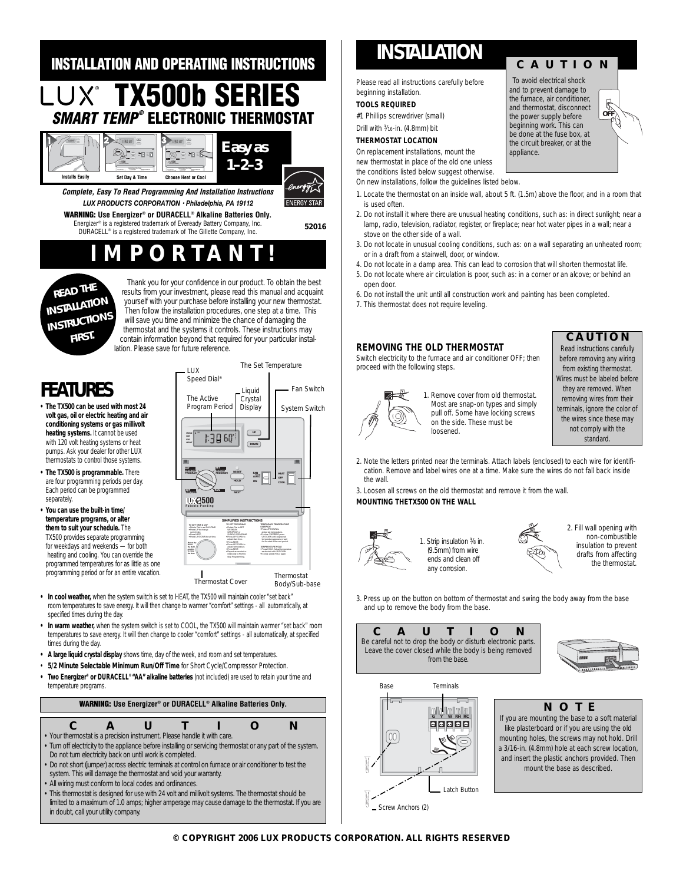# INSTALLATION AND OPERATING INSTRUCTIONS

# LUX® TX500b SERIES

## *SMART TEMP®* ELECTRONIC THERMOSTAT

Installs Easily | Set Day & Time | Choose Heat or Cool

**Easy as 1–2–3**

***Complete, Easy To Read Programming And Installation Instructions***

***LUX PRODUCTS CORPORATION • Philadelphia, PA 19112***

**WARNING: Use Energizer® or DURACELL® Alkaline Batteries Only.**

Energizer® is a registered trademark of Eveready Battery Company, Inc.
DURACELL® is a registered trademark of The Gillette Company, Inc.

52016

# IMPORTANT!

**READ THE INSTALLATION INSTRUCTIONS FIRST.**

Thank you for your confidence in our product. To obtain the best results from your investment, please read this manual and acquaint yourself with your purchase before installing your new thermostat. Then follow the installation procedures, one step at a time. This will save you time and minimize the chance of damaging the thermostat and the systems it controls. These instructions may contain information beyond that required for your particular installation. Please save for future reference.

## FEATURES

- **The TX500 can be used with most 24 volt gas, oil or electric heating and air conditioning systems or gas millivolt heating systems.** It cannot be used with 120 volt heating systems or heat pumps. Ask your dealer for other LUX thermostats to control those systems.
- **The TX500 is programmable.** There are four programming periods per day. Each period can be programmed separately.
- **You can use the built-in time/ temperature programs, or alter them to suit your schedule.** The TX500 provides separate programming for weekdays and weekends — for both heating and cooling. You can override the programmed temperatures for as little as one programming period or for an entire vacation.

LUX Speed Dial® · The Set Temperature · The Active Program Period · Liquid Crystal Display · Fan Switch · System Switch · Thermostat Cover · Thermostat Body/Sub-base

- **In cool weather,** when the system switch is set to HEAT, the TX500 will maintain cooler "set back" room temperatures to save energy. It will then change to warmer "comfort" settings - all automatically, at specified times during the day.
- **In warm weather,** when the system switch is set to COOL, the TX500 will maintain warmer "set back" room temperatures to save energy. It will then change to cooler "comfort" settings - all automatically, at specified times during the day.
- **A large liquid crystal display** shows time, day of the week, and room and set temperatures.
- **5/2 Minute Selectable Minimum Run/Off Time** for Short Cycle/Compressor Protection.
- **Two Energizer® or DURACELL® "AA" alkaline batteries** (not included) are used to retain your time and temperature programs.

**WARNING: Use Energizer® or DURACELL® Alkaline Batteries Only.**

### CAUTION

- Your thermostat is a precision instrument. Please handle it with care.
- Turn off electricity to the appliance before installing or servicing thermostat or any part of the system. Do not turn electricity back on until work is completed.
- Do not short (jumper) across electric terminals at control on furnace or air conditioner to test the system. This will damage the thermostat and void your warranty.
- All wiring must conform to local codes and ordinances.
- This thermostat is designed for use with 24 volt and millivolt systems. The thermostat should be limited to a maximum of 1.0 amps; higher amperage may cause damage to the thermostat. If you are in doubt, call your utility company.

# INSTALLATION

### CAUTION

To avoid electrical shock and to prevent damage to the furnace, air conditioner, and thermostat, disconnect the power supply before beginning work. This can be done at the fuse box, at the circuit breaker, or at the appliance.

Please read all instructions carefully before beginning installation.

**TOOLS REQUIRED**

#1 Phillips screwdriver (small)

Drill with 3/16-in. (4.8mm) bit

**THERMOSTAT LOCATION**

On replacement installations, mount the new thermostat in place of the old one unless the conditions listed below suggest otherwise. On new installations, follow the guidelines listed below.

1. Locate the thermostat on an inside wall, about 5 ft. (1.5m) above the floor, and in a room that is used often.
2. Do not install it where there are unusual heating conditions, such as: in direct sunlight; near a lamp, radio, television, radiator, register, or fireplace; near hot water pipes in a wall; near a stove on the other side of a wall.
3. Do not locate in unusual cooling conditions, such as: on a wall separating an unheated room; or in a draft from a stairwell, door, or window.
4. Do not locate in a damp area. This can lead to corrosion that will shorten thermostat life.
5. Do not locate where air circulation is poor, such as: in a corner or an alcove; or behind an open door.
6. Do not install the unit until all construction work and painting has been completed.
7. This thermostat does not require leveling.

**REMOVING THE OLD THERMOSTAT**

Switch electricity to the furnace and air conditioner OFF; then proceed with the following steps.

### CAUTION

Read instructions carefully before removing any wiring from existing thermostat. Wires must be labeled before they are removed. When removing wires from their terminals, ignore the color of the wires since these may not comply with the standard.

1. Remove cover from old thermostat. Most are snap-on types and simply pull off. Some have locking screws on the side. These must be loosened.
2. Note the letters printed near the terminals. Attach labels (enclosed) to each wire for identification. Remove and label wires one at a time. Make sure the wires do not fall back inside the wall.
3. Loosen all screws on the old thermostat and remove it from the wall.

**MOUNTING THE TX500 ON THE WALL**

1. Strip insulation 3/8 in. (9.5mm) from wire ends and clean off any corrosion.
2. Fill wall opening with non-combustible insulation to prevent drafts from affecting the thermostat.
3. Press up on the button on bottom of thermostat and swing the body away from the base and up to remove the body from the base.

### CAUTION

Be careful not to drop the body or disturb electronic parts. Leave the cover closed while the body is being removed from the base.

Base · Terminals (G Y W RH RC) · Latch Button · Screw Anchors (2)

### NOTE

If you are mounting the base to a soft material like plasterboard or if you are using the old mounting holes, the screws may not hold. Drill a 3/16-in. (4.8mm) hole at each screw location, and insert the plastic anchors provided. Then mount the base as described.

© COPYRIGHT 2006 LUX PRODUCTS CORPORATION. ALL RIGHTS RESERVED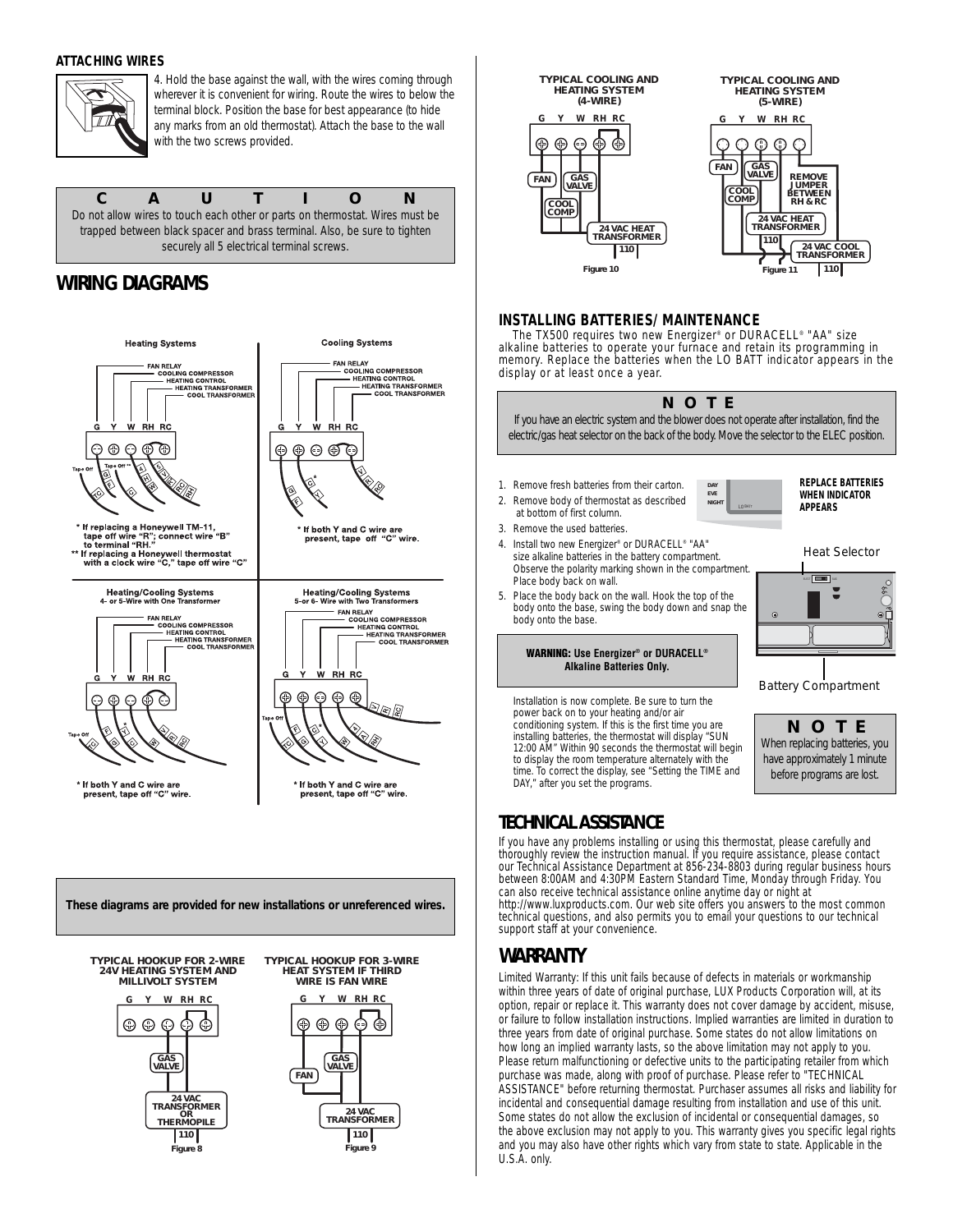### ATTACHING WIRES

4. Hold the base against the wall, with the wires coming through wherever it is convenient for wiring. Route the wires to below the terminal block. Position the base for best appearance (to hide any marks from an old thermostat). Attach the base to the wall with the two screws provided.

**C A U T I O N**

Do not allow wires to touch each other or parts on thermostat. Wires must be trapped between black spacer and brass terminal. Also, be sure to tighten securely all 5 electrical terminal screws.

## WIRING DIAGRAMS

**Heating Systems**

FAN RELAY, COOLING COMPRESSOR, HEATING CONTROL, HEATING TRANSFORMER, COOL TRANSFORMER

G Y W RH RC

\* If replacing a Honeywell TM-11, tape off wire "R"; connect wire "B" to terminal "RH."
\*\* If replacing a Honeywell thermostat with a clock wire "C," tape off wire "C"

**Cooling Systems**

FAN RELAY, COOLING COMPRESSOR, HEATING CONTROL, HEATING TRANSFORMER, COOL TRANSFORMER

G Y W RH RC

\* If both Y and C wire are present, tape off "C" wire.

**Heating/Cooling Systems**
4- or 5-Wire with One Transformer

FAN RELAY, COOLING COMPRESSOR, HEATING CONTROL, HEATING TRANSFORMER, COOL TRANSFORMER

G Y W RH RC

\* If both Y and C wire are present, tape off "C" wire.

**Heating/Cooling Systems**
5-or 6- Wire with Two Transformers

FAN RELAY, COOLING COMPRESSOR, HEATING CONTROL, HEATING TRANSFORMER, COOL TRANSFORMER

G Y W RH RC

\* If both Y and C wire are present, tape off "C" wire.

**These diagrams are provided for new installations or unreferenced wires.**

**TYPICAL HOOKUP FOR 2-WIRE 24V HEATING SYSTEM AND MILLIVOLT SYSTEM**

G Y W RH RC — GAS VALVE — 24 VAC TRANSFORMER OR THERMOPILE — 110

Figure 8

**TYPICAL HOOKUP FOR 3-WIRE HEAT SYSTEM IF THIRD WIRE IS FAN WIRE**

G Y W RH RC — FAN — GAS VALVE — 24 VAC TRANSFORMER — 110

Figure 9

**TYPICAL COOLING AND HEATING SYSTEM (4-WIRE)**

G Y W RH RC — FAN — GAS VALVE — COOL COMP — 24 VAC HEAT TRANSFORMER — 110

Figure 10

**TYPICAL COOLING AND HEATING SYSTEM (5-WIRE)**

G Y W RH RC — FAN — GAS VALVE — COOL COMP — REMOVE JUMPER BETWEEN RH & RC — 24 VAC HEAT TRANSFORMER — 110 — 24 VAC COOL TRANSFORMER — 110

Figure 11

### INSTALLING BATTERIES/ MAINTENANCE

The TX500 requires two new Energizer® or DURACELL® "AA" size alkaline batteries to operate your furnace and retain its programming in memory. Replace the batteries when the LO BATT indicator appears in the display or at least once a year.

**N O T E**

If you have an electric system and the blower does not operate after installation, find the electric/gas heat selector on the back of the body. Move the selector to the ELEC position.

1. Remove fresh batteries from their carton.
2. Remove body of thermostat as described at bottom of first column.
3. Remove the used batteries.
4. Install two new Energizer® or DURACELL® "AA" size alkaline batteries in the battery compartment. Observe the polarity marking shown in the compartment. Place body back on wall.
5. Place the body back on the wall. Hook the top of the body onto the base, swing the body down and snap the body onto the base.

DAY EVE NIGHT LO BATT

**REPLACE BATTERIES WHEN INDICATOR APPEARS**

Heat Selector

Battery Compartment

**WARNING: Use Energizer® or DURACELL® Alkaline Batteries Only.**

Installation is now complete. Be sure to turn the power back on to your heating and/or air conditioning system. If this is the first time you are installing batteries, the thermostat will display "SUN 12:00 AM" Within 90 seconds the thermostat will begin to display the room temperature alternately with the time. To correct the display, see "Setting the TIME and DAY," after you set the programs.

**N O T E**

When replacing batteries, you have approximately 1 minute before programs are lost.

## TECHNICAL ASSISTANCE

If you have any problems installing or using this thermostat, please carefully and thoroughly review the instruction manual. If you require assistance, please contact our Technical Assistance Department at 856-234-8803 during regular business hours between 8:00AM and 4:30PM Eastern Standard Time, Monday through Friday. You can also receive technical assistance online anytime day or night at http://www.luxproducts.com. Our web site offers you answers to the most common technical questions, and also permits you to email your questions to our technical support staff at your convenience.

## WARRANTY

Limited Warranty: If this unit fails because of defects in materials or workmanship within three years of date of original purchase, LUX Products Corporation will, at its option, repair or replace it. This warranty does not cover damage by accident, misuse, or failure to follow installation instructions. Implied warranties are limited in duration to three years from date of original purchase. Some states do not allow limitations on how long an implied warranty lasts, so the above limitation may not apply to you. Please return malfunctioning or defective units to the participating retailer from which purchase was made, along with proof of purchase. Please refer to "TECHNICAL ASSISTANCE" before returning thermostat. Purchaser assumes all risks and liability for incidental and consequential damage resulting from installation and use of this unit. Some states do not allow the exclusion of incidental or consequential damages, so the above exclusion may not apply to you. This warranty gives you specific legal rights and you may also have other rights which vary from state to state. Applicable in the U.S.A. only.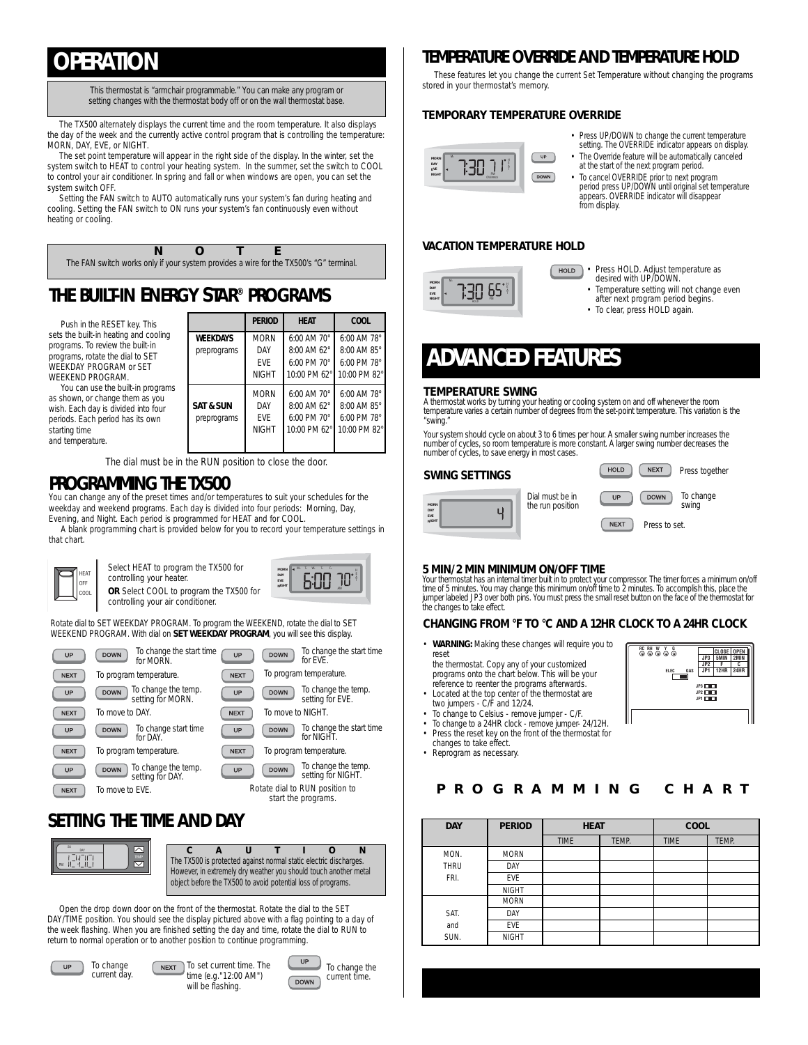# OPERATION

This thermostat is "armchair programmable." You can make any program or setting changes with the thermostat body off or on the wall thermostat base.

The TX500 alternately displays the current time and the room temperature. It also displays the day of the week and the currently active control program that is controlling the temperature: MORN, DAY, EVE, or NIGHT.

The set point temperature will appear in the right side of the display. In the winter, set the system switch to HEAT to control your heating system. In the summer, set the switch to COOL to control your air conditioner. In spring and fall or when windows are open, you can set the system switch OFF.

Setting the FAN switch to AUTO automatically runs your system's fan during heating and cooling. Setting the FAN switch to ON runs your system's fan continuously even without heating or cooling.

**N O T E**

The FAN switch works only if your system provides a wire for the TX500's "G" terminal.

# THE BUILT-IN ENERGY STAR® PROGRAMS

Push in the RESET key. This sets the built-in heating and cooling programs. To review the built-in programs, rotate the dial to SET WEEKDAY PROGRAM or SET WEEKEND PROGRAM.

You can use the built-in programs as shown, or change them as you wish. Each day is divided into four periods. Each period has its own starting time and temperature.

| | PERIOD | HEAT | COOL |
|---|---|---|---|
| **WEEKDAYS** preprograms | MORN | 6:00 AM 70° | 6:00 AM 78° |
| | DAY | 8:00 AM 62° | 8:00 AM 85° |
| | EVE | 6:00 PM 70° | 6:00 PM 78° |
| | NIGHT | 10:00 PM 62° | 10:00 PM 82° |
| **SAT & SUN** preprograms | MORN | 6:00 AM 70° | 6:00 AM 78° |
| | DAY | 8:00 AM 62° | 8:00 AM 85° |
| | EVE | 6:00 PM 70° | 6:00 PM 78° |
| | NIGHT | 10:00 PM 62° | 10:00 PM 82° |

The dial must be in the RUN position to close the door.

# PROGRAMMING THE TX500

You can change any of the preset times and/or temperatures to suit your schedules for the weekday and weekend programs. Each day is divided into four periods: Morning, Day, Evening, and Night. Each period is programmed for HEAT and for COOL.

A blank programming chart is provided below for you to record your temperature settings in that chart.

HEAT
OFF
COOL

Select HEAT to program the TX500 for controlling your heater.

**OR** Select COOL to program the TX500 for controlling your air conditioner.

Rotate dial to SET WEEKDAY PROGRAM. To program the WEEKEND, rotate the dial to SET WEEKEND PROGRAM. With dial on **SET WEEKDAY PROGRAM**, you will see this display.

- UP / DOWN — To change the start time for MORN.
- NEXT — To program temperature.
- UP / DOWN — To change the temp. setting for MORN.
- NEXT — To move to DAY.
- UP / DOWN — To change start time for DAY.
- NEXT — To program temperature.
- UP / DOWN — To change the temp. setting for DAY.
- NEXT — To move to EVE.
- UP / DOWN — To change the start time for EVE.
- NEXT — To program temperature.
- UP / DOWN — To change the temp. setting for EVE.
- NEXT — To move to NIGHT.
- UP / DOWN — To change the start time for NIGHT.
- NEXT — To program temperature.
- UP / DOWN — To change the temp. setting for NIGHT.

Rotate dial to RUN position to start the programs.

# SETTING THE TIME AND DAY

**C A U T I O N**

The TX500 is protected against normal static electric discharges. However, in extremely dry weather you should touch another metal object before the TX500 to avoid potential loss of programs.

Open the drop down door on the front of the thermostat. Rotate the dial to the SET DAY/TIME position. You should see the display pictured above with a flag pointing to a day of the week flashing. When you are finished setting the day and time, rotate the dial to RUN to return to normal operation or to another position to continue programming.

- UP — To change current day.
- NEXT — To set current time. The time (e.g."12:00 AM") will be flashing.
- UP / DOWN — To change the current time.

# TEMPERATURE OVERRIDE AND TEMPERATURE HOLD

These features let you change the current Set Temperature without changing the programs stored in your thermostat's memory.

### TEMPORARY TEMPERATURE OVERRIDE

- Press UP/DOWN to change the current temperature setting. The OVERRIDE indicator appears on display.
- The Override feature will be automatically canceled at the start of the next program period.
- To cancel OVERRIDE prior to next program period press UP/DOWN until original set temperature appears. OVERRIDE indicator will disappear from display.

### VACATION TEMPERATURE HOLD

- Press HOLD. Adjust temperature as desired with UP/DOWN.
- Temperature setting will not change even after next program period begins.
- To clear, press HOLD again.

# ADVANCED FEATURES

### TEMPERATURE SWING

A thermostat works by turning your heating or cooling system on and off whenever the room temperature varies a certain number of degrees from the set-point temperature. This variation is the "swing."

Your system should cycle on about 3 to 6 times per hour. A smaller swing number increases the number of cycles, so room temperature is more constant. A larger swing number decreases the number of cycles, to save energy in most cases.

### SWING SETTINGS

Dial must be in the run position

- HOLD + NEXT — Press together
- UP / DOWN — To change swing
- NEXT — Press to set.

### 5 MIN/2 MIN MINIMUM ON/OFF TIME

Your thermostat has an internal timer built in to protect your compressor. The timer forces a minimum on/off time of 5 minutes. You may change this minimum on/off time to 2 minutes. To accomplish this, place the jumper labeled JP3 over both pins. You must press the small reset button on the face of the thermostat for the changes to take effect.

### CHANGING FROM °F TO °C AND A 12HR CLOCK TO A 24HR CLOCK

- **WARNING:** Making these changes will require you to reset the thermostat. Copy any of your customized programs onto the chart below. This will be your reference to reenter the programs afterwards.
- Located at the top center of the thermostat are two jumpers - C/F and 12/24.
- To change to Celsius - remove jumper - C/F.
- To change to a 24HR clock - remove jumper- 24/12H.
- Press the reset key on the front of the thermostat for changes to take effect.
- Reprogram as necessary.

| | CLOSE | OPEN |
|---|---|---|
| JP3 | 5MIN | 2MIN |
| JP2 | F | C |
| JP1 | 12HR | 24HR |

## P R O G R A M M I N G   C H A R T

| DAY | PERIOD | HEAT | | COOL | |
|---|---|---|---|---|---|
| | | TIME | TEMP. | TIME | TEMP. |
| MON. THRU FRI. | MORN | | | | |
| | DAY | | | | |
| | EVE | | | | |
| | NIGHT | | | | |
| SAT. and SUN. | MORN | | | | |
| | DAY | | | | |
| | EVE | | | | |
| | NIGHT | | | | |